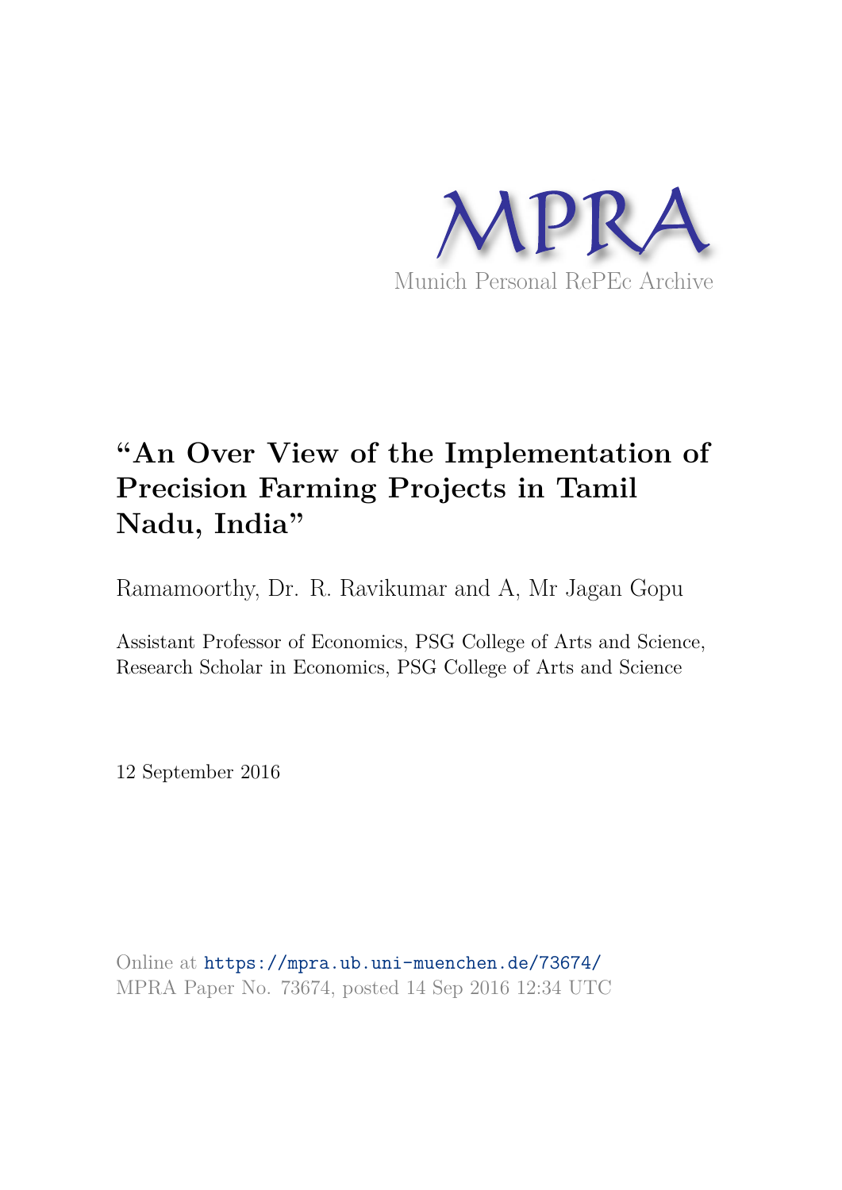MPRA

Munich Personal RePEc Archive

# "An Over View of the Implementation of Precision Farming Projects in Tamil Nadu, India"

Ramamoorthy, Dr. R. Ravikumar and A, Mr Jagan Gopu

Assistant Professor of Economics, PSG College of Arts and Science, Research Scholar in Economics, PSG College of Arts and Science

12 September 2016

Online at https://mpra.ub.uni-muenchen.de/73674/
MPRA Paper No. 73674, posted 14 Sep 2016 12:34 UTC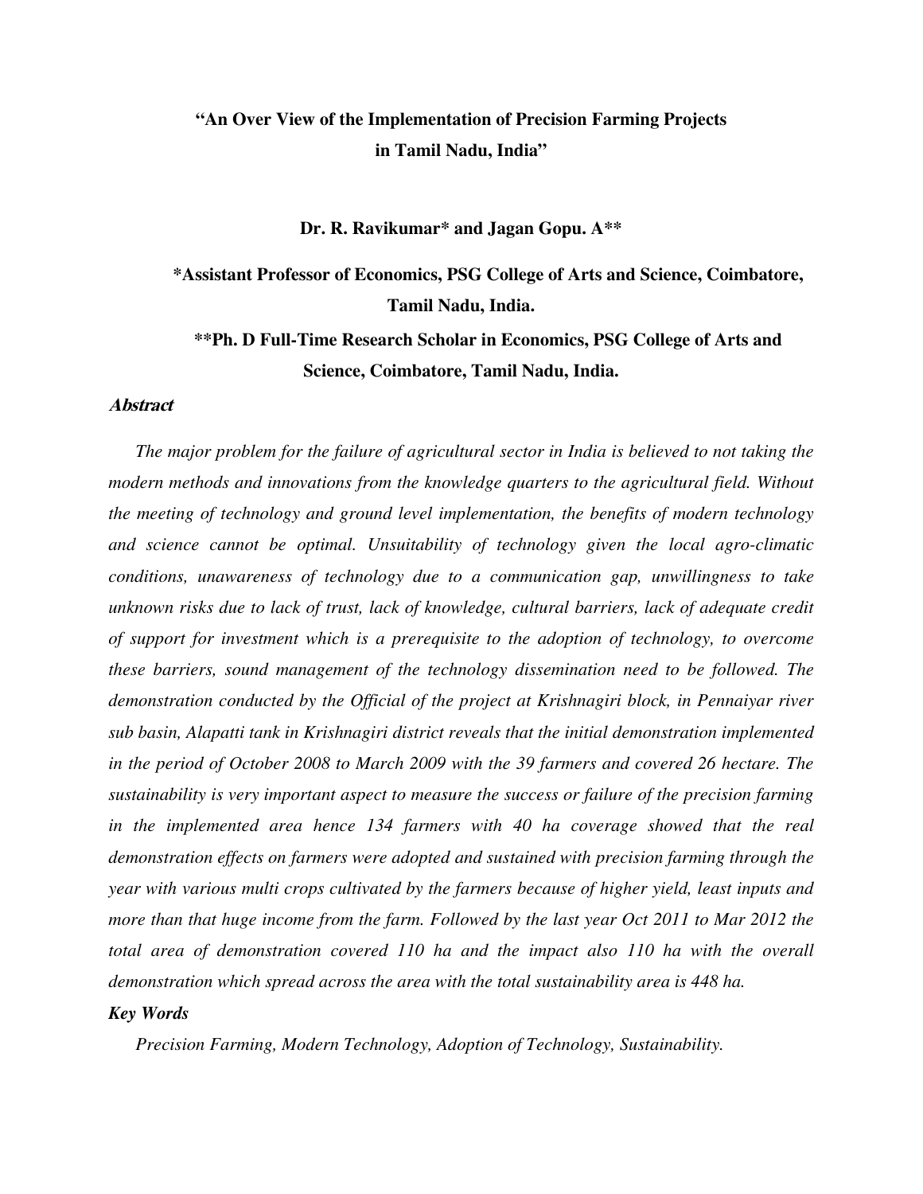# "An Over View of the Implementation of Precision Farming Projects in Tamil Nadu, India"

**Dr. R. Ravikumar\* and Jagan Gopu. A\*\***

**\*Assistant Professor of Economics, PSG College of Arts and Science, Coimbatore, Tamil Nadu, India.**

**\*\*Ph. D Full-Time Research Scholar in Economics, PSG College of Arts and Science, Coimbatore, Tamil Nadu, India.**

***Abstract***

*The major problem for the failure of agricultural sector in India is believed to not taking the modern methods and innovations from the knowledge quarters to the agricultural field. Without the meeting of technology and ground level implementation, the benefits of modern technology and science cannot be optimal. Unsuitability of technology given the local agro-climatic conditions, unawareness of technology due to a communication gap, unwillingness to take unknown risks due to lack of trust, lack of knowledge, cultural barriers, lack of adequate credit of support for investment which is a prerequisite to the adoption of technology, to overcome these barriers, sound management of the technology dissemination need to be followed. The demonstration conducted by the Official of the project at Krishnagiri block, in Pennaiyar river sub basin, Alapatti tank in Krishnagiri district reveals that the initial demonstration implemented in the period of October 2008 to March 2009 with the 39 farmers and covered 26 hectare. The sustainability is very important aspect to measure the success or failure of the precision farming in the implemented area hence 134 farmers with 40 ha coverage showed that the real demonstration effects on farmers were adopted and sustained with precision farming through the year with various multi crops cultivated by the farmers because of higher yield, least inputs and more than that huge income from the farm. Followed by the last year Oct 2011 to Mar 2012 the total area of demonstration covered 110 ha and the impact also 110 ha with the overall demonstration which spread across the area with the total sustainability area is 448 ha.*

***Key Words***

*Precision Farming, Modern Technology, Adoption of Technology, Sustainability.*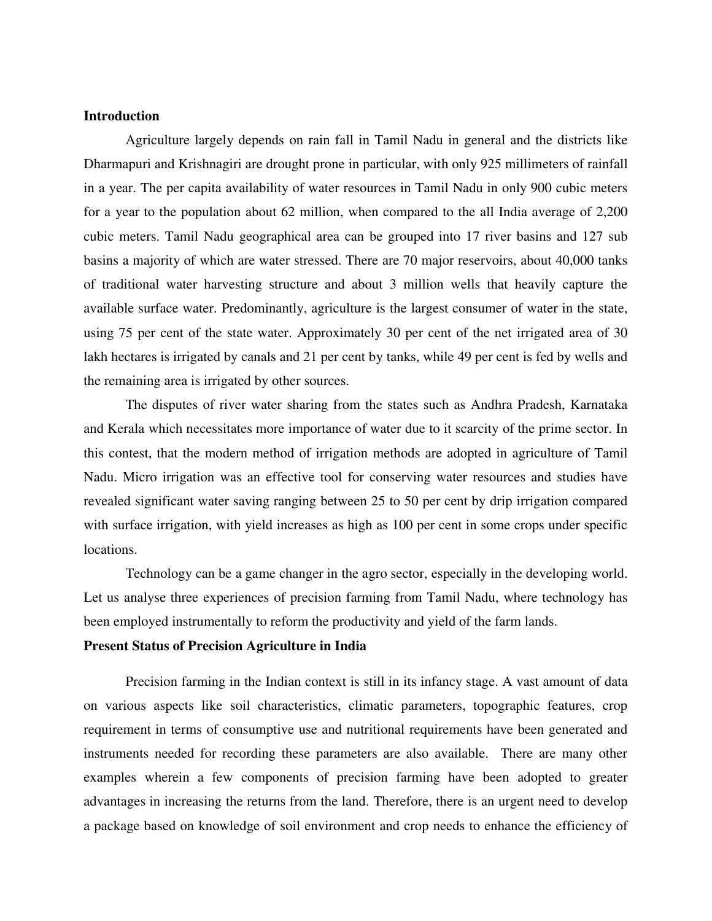## Introduction

Agriculture largely depends on rain fall in Tamil Nadu in general and the districts like Dharmapuri and Krishnagiri are drought prone in particular, with only 925 millimeters of rainfall in a year. The per capita availability of water resources in Tamil Nadu in only 900 cubic meters for a year to the population about 62 million, when compared to the all India average of 2,200 cubic meters. Tamil Nadu geographical area can be grouped into 17 river basins and 127 sub basins a majority of which are water stressed. There are 70 major reservoirs, about 40,000 tanks of traditional water harvesting structure and about 3 million wells that heavily capture the available surface water. Predominantly, agriculture is the largest consumer of water in the state, using 75 per cent of the state water. Approximately 30 per cent of the net irrigated area of 30 lakh hectares is irrigated by canals and 21 per cent by tanks, while 49 per cent is fed by wells and the remaining area is irrigated by other sources.

The disputes of river water sharing from the states such as Andhra Pradesh, Karnataka and Kerala which necessitates more importance of water due to it scarcity of the prime sector. In this contest, that the modern method of irrigation methods are adopted in agriculture of Tamil Nadu. Micro irrigation was an effective tool for conserving water resources and studies have revealed significant water saving ranging between 25 to 50 per cent by drip irrigation compared with surface irrigation, with yield increases as high as 100 per cent in some crops under specific locations.

Technology can be a game changer in the agro sector, especially in the developing world. Let us analyse three experiences of precision farming from Tamil Nadu, where technology has been employed instrumentally to reform the productivity and yield of the farm lands.

## Present Status of Precision Agriculture in India

Precision farming in the Indian context is still in its infancy stage. A vast amount of data on various aspects like soil characteristics, climatic parameters, topographic features, crop requirement in terms of consumptive use and nutritional requirements have been generated and instruments needed for recording these parameters are also available. There are many other examples wherein a few components of precision farming have been adopted to greater advantages in increasing the returns from the land. Therefore, there is an urgent need to develop a package based on knowledge of soil environment and crop needs to enhance the efficiency of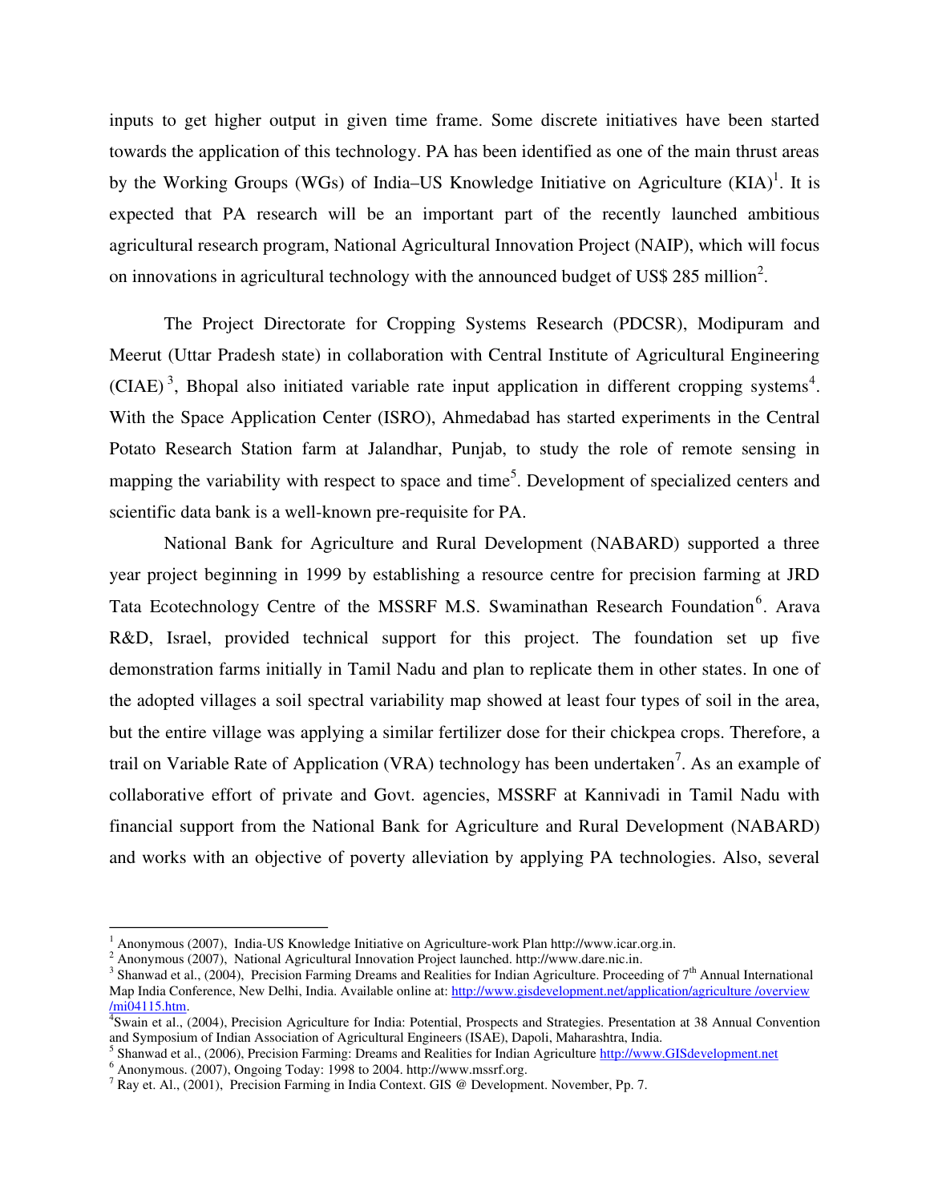inputs to get higher output in given time frame. Some discrete initiatives have been started towards the application of this technology. PA has been identified as one of the main thrust areas by the Working Groups (WGs) of India–US Knowledge Initiative on Agriculture (KIA)[1]. It is expected that PA research will be an important part of the recently launched ambitious agricultural research program, National Agricultural Innovation Project (NAIP), which will focus on innovations in agricultural technology with the announced budget of US$ 285 million[2].

The Project Directorate for Cropping Systems Research (PDCSR), Modipuram and Meerut (Uttar Pradesh state) in collaboration with Central Institute of Agricultural Engineering (CIAE)[3], Bhopal also initiated variable rate input application in different cropping systems[4]. With the Space Application Center (ISRO), Ahmedabad has started experiments in the Central Potato Research Station farm at Jalandhar, Punjab, to study the role of remote sensing in mapping the variability with respect to space and time[5]. Development of specialized centers and scientific data bank is a well-known pre-requisite for PA.

National Bank for Agriculture and Rural Development (NABARD) supported a three year project beginning in 1999 by establishing a resource centre for precision farming at JRD Tata Ecotechnology Centre of the MSSRF M.S. Swaminathan Research Foundation[6]. Arava R&D, Israel, provided technical support for this project. The foundation set up five demonstration farms initially in Tamil Nadu and plan to replicate them in other states. In one of the adopted villages a soil spectral variability map showed at least four types of soil in the area, but the entire village was applying a similar fertilizer dose for their chickpea crops. Therefore, a trail on Variable Rate of Application (VRA) technology has been undertaken[7]. As an example of collaborative effort of private and Govt. agencies, MSSRF at Kannivadi in Tamil Nadu with financial support from the National Bank for Agriculture and Rural Development (NABARD) and works with an objective of poverty alleviation by applying PA technologies. Also, several

---

[1] Anonymous (2007), India-US Knowledge Initiative on Agriculture-work Plan http://www.icar.org.in.

[2] Anonymous (2007), National Agricultural Innovation Project launched. http://www.dare.nic.in.

[3] Shanwad et al., (2004), Precision Farming Dreams and Realities for Indian Agriculture. Proceeding of 7th Annual International Map India Conference, New Delhi, India. Available online at: http://www.gisdevelopment.net/application/agriculture /overview /mi04115.htm.

[4] Swain et al., (2004), Precision Agriculture for India: Potential, Prospects and Strategies. Presentation at 38 Annual Convention and Symposium of Indian Association of Agricultural Engineers (ISAE), Dapoli, Maharashtra, India.

[5] Shanwad et al., (2006), Precision Farming: Dreams and Realities for Indian Agriculture http://www.GISdevelopment.net

[6] Anonymous. (2007), Ongoing Today: 1998 to 2004. http://www.mssrf.org.

[7] Ray et. Al., (2001), Precision Farming in India Context. GIS @ Development. November, Pp. 7.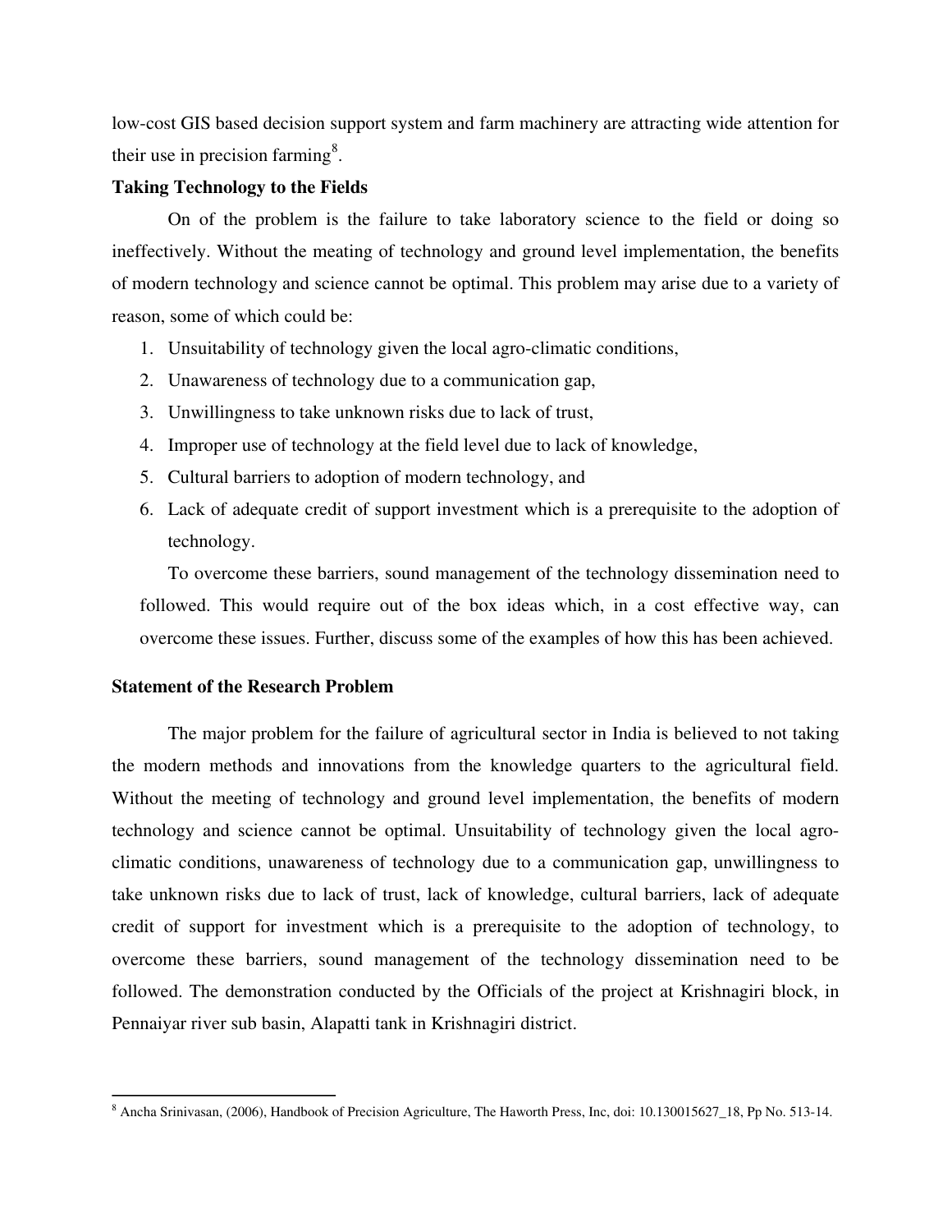low-cost GIS based decision support system and farm machinery are attracting wide attention for their use in precision farming[8].

**Taking Technology to the Fields**

On of the problem is the failure to take laboratory science to the field or doing so ineffectively. Without the meating of technology and ground level implementation, the benefits of modern technology and science cannot be optimal. This problem may arise due to a variety of reason, some of which could be:

1. Unsuitability of technology given the local agro-climatic conditions,
2. Unawareness of technology due to a communication gap,
3. Unwillingness to take unknown risks due to lack of trust,
4. Improper use of technology at the field level due to lack of knowledge,
5. Cultural barriers to adoption of modern technology, and
6. Lack of adequate credit of support investment which is a prerequisite to the adoption of technology.

To overcome these barriers, sound management of the technology dissemination need to followed. This would require out of the box ideas which, in a cost effective way, can overcome these issues. Further, discuss some of the examples of how this has been achieved.

**Statement of the Research Problem**

The major problem for the failure of agricultural sector in India is believed to not taking the modern methods and innovations from the knowledge quarters to the agricultural field. Without the meeting of technology and ground level implementation, the benefits of modern technology and science cannot be optimal. Unsuitability of technology given the local agro-climatic conditions, unawareness of technology due to a communication gap, unwillingness to take unknown risks due to lack of trust, lack of knowledge, cultural barriers, lack of adequate credit of support for investment which is a prerequisite to the adoption of technology, to overcome these barriers, sound management of the technology dissemination need to be followed. The demonstration conducted by the Officials of the project at Krishnagiri block, in Pennaiyar river sub basin, Alapatti tank in Krishnagiri district.

---

[8] Ancha Srinivasan, (2006), Handbook of Precision Agriculture, The Haworth Press, Inc, doi: 10.130015627_18, Pp No. 513-14.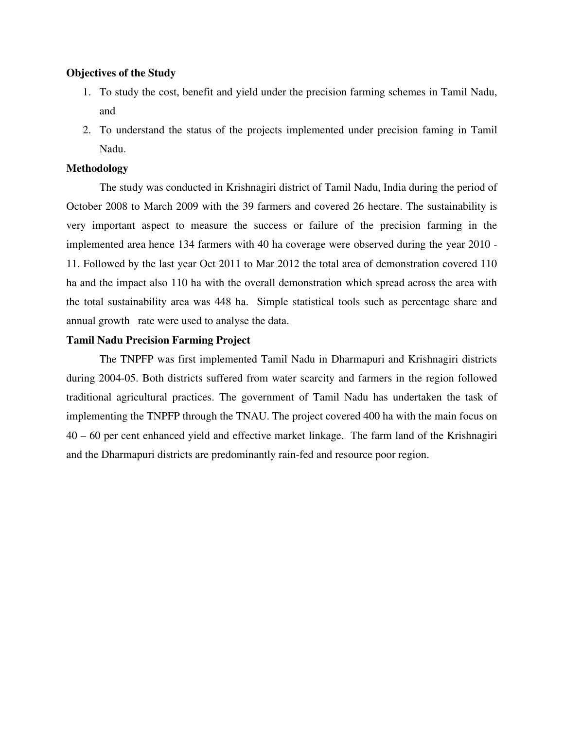**Objectives of the Study**

1. To study the cost, benefit and yield under the precision farming schemes in Tamil Nadu, and
2. To understand the status of the projects implemented under precision faming in Tamil Nadu.

**Methodology**

The study was conducted in Krishnagiri district of Tamil Nadu, India during the period of October 2008 to March 2009 with the 39 farmers and covered 26 hectare. The sustainability is very important aspect to measure the success or failure of the precision farming in the implemented area hence 134 farmers with 40 ha coverage were observed during the year 2010 - 11. Followed by the last year Oct 2011 to Mar 2012 the total area of demonstration covered 110 ha and the impact also 110 ha with the overall demonstration which spread across the area with the total sustainability area was 448 ha. Simple statistical tools such as percentage share and annual growth rate were used to analyse the data.

**Tamil Nadu Precision Farming Project**

The TNPFP was first implemented Tamil Nadu in Dharmapuri and Krishnagiri districts during 2004-05. Both districts suffered from water scarcity and farmers in the region followed traditional agricultural practices. The government of Tamil Nadu has undertaken the task of implementing the TNPFP through the TNAU. The project covered 400 ha with the main focus on 40 – 60 per cent enhanced yield and effective market linkage. The farm land of the Krishnagiri and the Dharmapuri districts are predominantly rain-fed and resource poor region.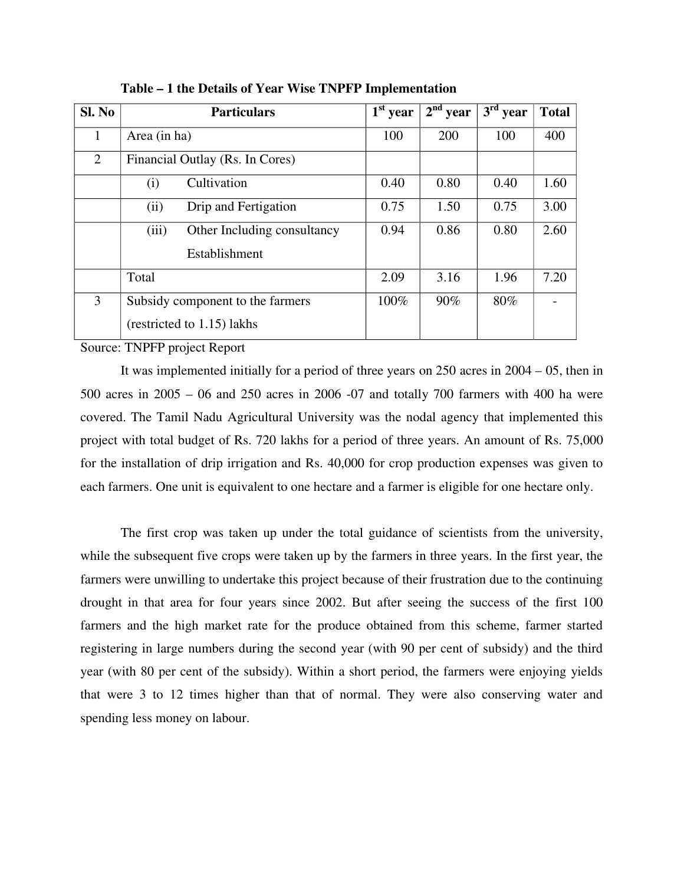**Table – 1 the Details of Year Wise TNPFP Implementation**

| Sl. No | Particulars | 1st year | 2nd year | 3rd year | Total |
|---|---|---|---|---|---|
| 1 | Area (in ha) | 100 | 200 | 100 | 400 |
| 2 | Financial Outlay (Rs. In Cores) | | | | |
| | (i) Cultivation | 0.40 | 0.80 | 0.40 | 1.60 |
| | (ii) Drip and Fertigation | 0.75 | 1.50 | 0.75 | 3.00 |
| | (iii) Other Including consultancy Establishment | 0.94 | 0.86 | 0.80 | 2.60 |
| | Total | 2.09 | 3.16 | 1.96 | 7.20 |
| 3 | Subsidy component to the farmers (restricted to 1.15) lakhs | 100% | 90% | 80% | - |

Source: TNPFP project Report

It was implemented initially for a period of three years on 250 acres in 2004 – 05, then in 500 acres in 2005 – 06 and 250 acres in 2006 -07 and totally 700 farmers with 400 ha were covered. The Tamil Nadu Agricultural University was the nodal agency that implemented this project with total budget of Rs. 720 lakhs for a period of three years. An amount of Rs. 75,000 for the installation of drip irrigation and Rs. 40,000 for crop production expenses was given to each farmers. One unit is equivalent to one hectare and a farmer is eligible for one hectare only.

The first crop was taken up under the total guidance of scientists from the university, while the subsequent five crops were taken up by the farmers in three years. In the first year, the farmers were unwilling to undertake this project because of their frustration due to the continuing drought in that area for four years since 2002. But after seeing the success of the first 100 farmers and the high market rate for the produce obtained from this scheme, farmer started registering in large numbers during the second year (with 90 per cent of subsidy) and the third year (with 80 per cent of the subsidy). Within a short period, the farmers were enjoying yields that were 3 to 12 times higher than that of normal. They were also conserving water and spending less money on labour.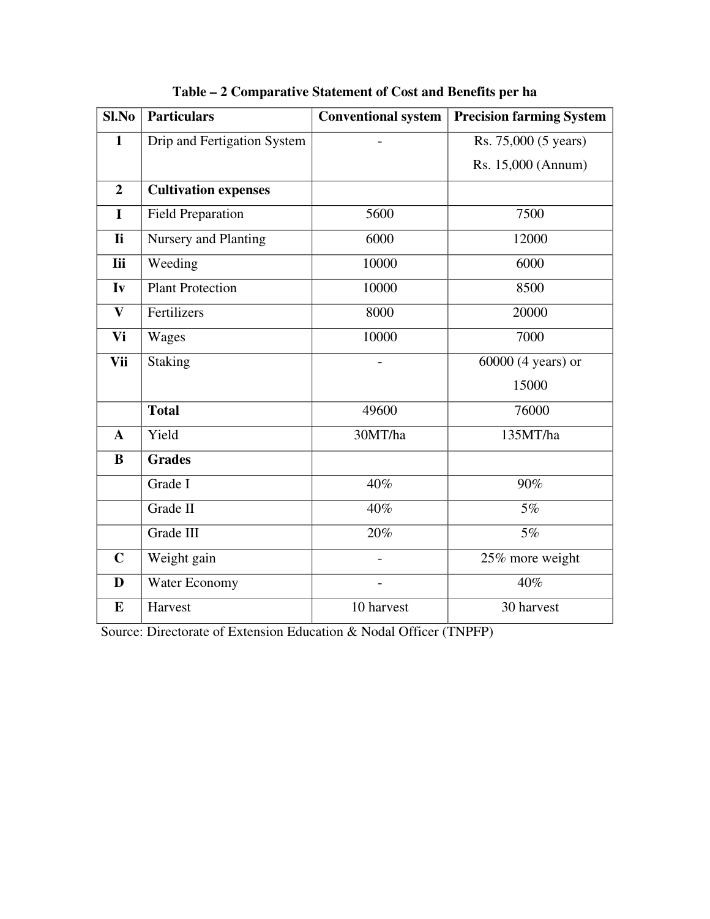**Table – 2 Comparative Statement of Cost and Benefits per ha**

| Sl.No | Particulars | Conventional system | Precision farming System |
|---|---|---|---|
| **1** | Drip and Fertigation System | - | Rs. 75,000 (5 years) Rs. 15,000 (Annum) |
| **2** | **Cultivation expenses** | | |
| **I** | Field Preparation | 5600 | 7500 |
| **Ii** | Nursery and Planting | 6000 | 12000 |
| **Iii** | Weeding | 10000 | 6000 |
| **Iv** | Plant Protection | 10000 | 8500 |
| **V** | Fertilizers | 8000 | 20000 |
| **Vi** | Wages | 10000 | 7000 |
| **Vii** | Staking | - | 60000 (4 years) or 15000 |
| | **Total** | 49600 | 76000 |
| **A** | Yield | 30MT/ha | 135MT/ha |
| **B** | **Grades** | | |
| | Grade I | 40% | 90% |
| | Grade II | 40% | 5% |
| | Grade III | 20% | 5% |
| **C** | Weight gain | - | 25% more weight |
| **D** | Water Economy | - | 40% |
| **E** | Harvest | 10 harvest | 30 harvest |

Source: Directorate of Extension Education & Nodal Officer (TNPFP)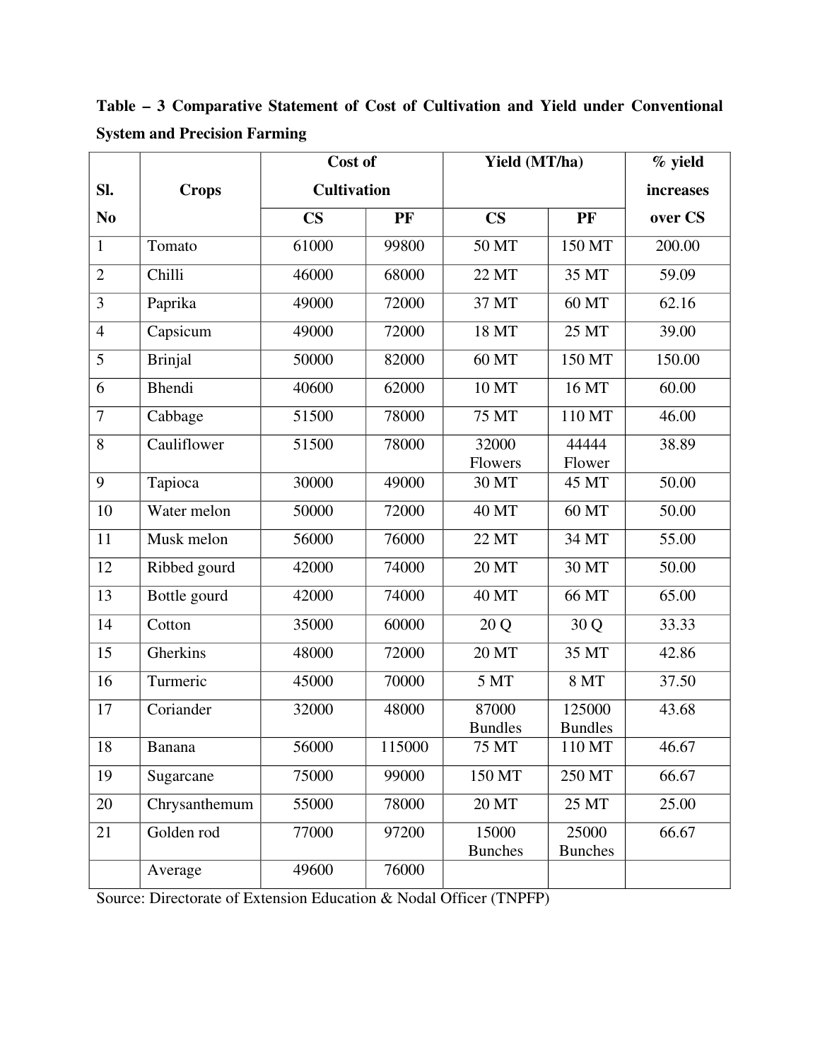**Table – 3 Comparative Statement of Cost of Cultivation and Yield under Conventional System and Precision Farming**

| Sl. No | Crops | Cost of Cultivation | | Yield (MT/ha) | | % yield increases over CS |
|---|---|---|---|---|---|---|
| | | CS | PF | CS | PF | |
| 1 | Tomato | 61000 | 99800 | 50 MT | 150 MT | 200.00 |
| 2 | Chilli | 46000 | 68000 | 22 MT | 35 MT | 59.09 |
| 3 | Paprika | 49000 | 72000 | 37 MT | 60 MT | 62.16 |
| 4 | Capsicum | 49000 | 72000 | 18 MT | 25 MT | 39.00 |
| 5 | Brinjal | 50000 | 82000 | 60 MT | 150 MT | 150.00 |
| 6 | Bhendi | 40600 | 62000 | 10 MT | 16 MT | 60.00 |
| 7 | Cabbage | 51500 | 78000 | 75 MT | 110 MT | 46.00 |
| 8 | Cauliflower | 51500 | 78000 | 32000 Flowers | 44444 Flower | 38.89 |
| 9 | Tapioca | 30000 | 49000 | 30 MT | 45 MT | 50.00 |
| 10 | Water melon | 50000 | 72000 | 40 MT | 60 MT | 50.00 |
| 11 | Musk melon | 56000 | 76000 | 22 MT | 34 MT | 55.00 |
| 12 | Ribbed gourd | 42000 | 74000 | 20 MT | 30 MT | 50.00 |
| 13 | Bottle gourd | 42000 | 74000 | 40 MT | 66 MT | 65.00 |
| 14 | Cotton | 35000 | 60000 | 20 Q | 30 Q | 33.33 |
| 15 | Gherkins | 48000 | 72000 | 20 MT | 35 MT | 42.86 |
| 16 | Turmeric | 45000 | 70000 | 5 MT | 8 MT | 37.50 |
| 17 | Coriander | 32000 | 48000 | 87000 Bundles | 125000 Bundles | 43.68 |
| 18 | Banana | 56000 | 115000 | 75 MT | 110 MT | 46.67 |
| 19 | Sugarcane | 75000 | 99000 | 150 MT | 250 MT | 66.67 |
| 20 | Chrysanthemum | 55000 | 78000 | 20 MT | 25 MT | 25.00 |
| 21 | Golden rod | 77000 | 97200 | 15000 Bunches | 25000 Bunches | 66.67 |
| | Average | 49600 | 76000 | | | |

Source: Directorate of Extension Education & Nodal Officer (TNPFP)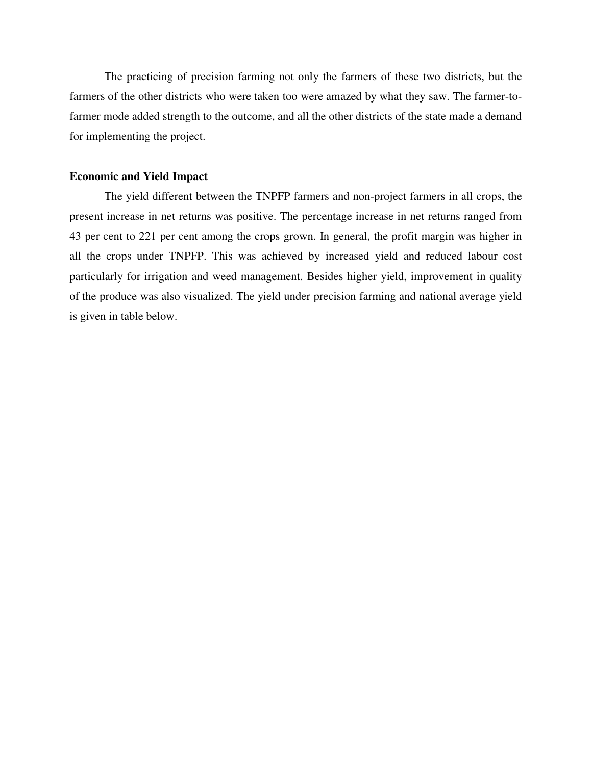The practicing of precision farming not only the farmers of these two districts, but the farmers of the other districts who were taken too were amazed by what they saw. The farmer-to-farmer mode added strength to the outcome, and all the other districts of the state made a demand for implementing the project.

**Economic and Yield Impact**

The yield different between the TNPFP farmers and non-project farmers in all crops, the present increase in net returns was positive. The percentage increase in net returns ranged from 43 per cent to 221 per cent among the crops grown. In general, the profit margin was higher in all the crops under TNPFP. This was achieved by increased yield and reduced labour cost particularly for irrigation and weed management. Besides higher yield, improvement in quality of the produce was also visualized. The yield under precision farming and national average yield is given in table below.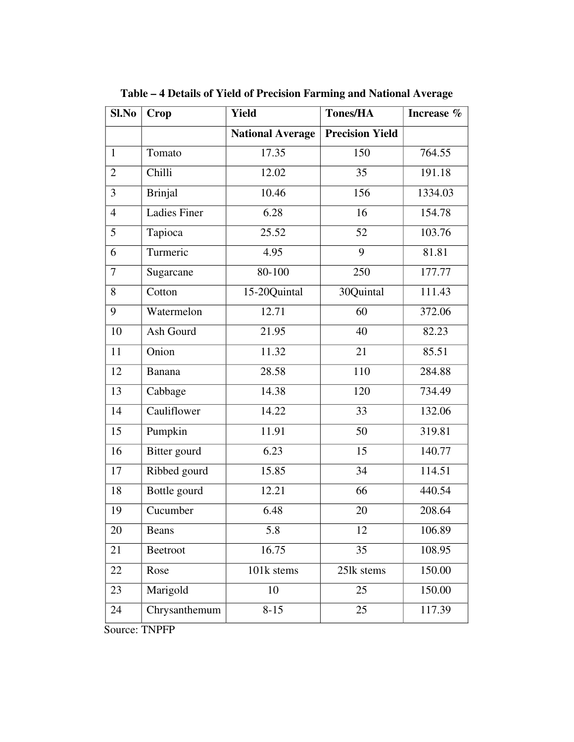**Table – 4 Details of Yield of Precision Farming and National Average**

| Sl.No | Crop | Yield | Tones/HA | Increase % |
|---|---|---|---|---|
| | | National Average | Precision Yield | |
| 1 | Tomato | 17.35 | 150 | 764.55 |
| 2 | Chilli | 12.02 | 35 | 191.18 |
| 3 | Brinjal | 10.46 | 156 | 1334.03 |
| 4 | Ladies Finer | 6.28 | 16 | 154.78 |
| 5 | Tapioca | 25.52 | 52 | 103.76 |
| 6 | Turmeric | 4.95 | 9 | 81.81 |
| 7 | Sugarcane | 80-100 | 250 | 177.77 |
| 8 | Cotton | 15-20Quintal | 30Quintal | 111.43 |
| 9 | Watermelon | 12.71 | 60 | 372.06 |
| 10 | Ash Gourd | 21.95 | 40 | 82.23 |
| 11 | Onion | 11.32 | 21 | 85.51 |
| 12 | Banana | 28.58 | 110 | 284.88 |
| 13 | Cabbage | 14.38 | 120 | 734.49 |
| 14 | Cauliflower | 14.22 | 33 | 132.06 |
| 15 | Pumpkin | 11.91 | 50 | 319.81 |
| 16 | Bitter gourd | 6.23 | 15 | 140.77 |
| 17 | Ribbed gourd | 15.85 | 34 | 114.51 |
| 18 | Bottle gourd | 12.21 | 66 | 440.54 |
| 19 | Cucumber | 6.48 | 20 | 208.64 |
| 20 | Beans | 5.8 | 12 | 106.89 |
| 21 | Beetroot | 16.75 | 35 | 108.95 |
| 22 | Rose | 101k stems | 25lk stems | 150.00 |
| 23 | Marigold | 10 | 25 | 150.00 |
| 24 | Chrysanthemum | 8-15 | 25 | 117.39 |

Source: TNPFP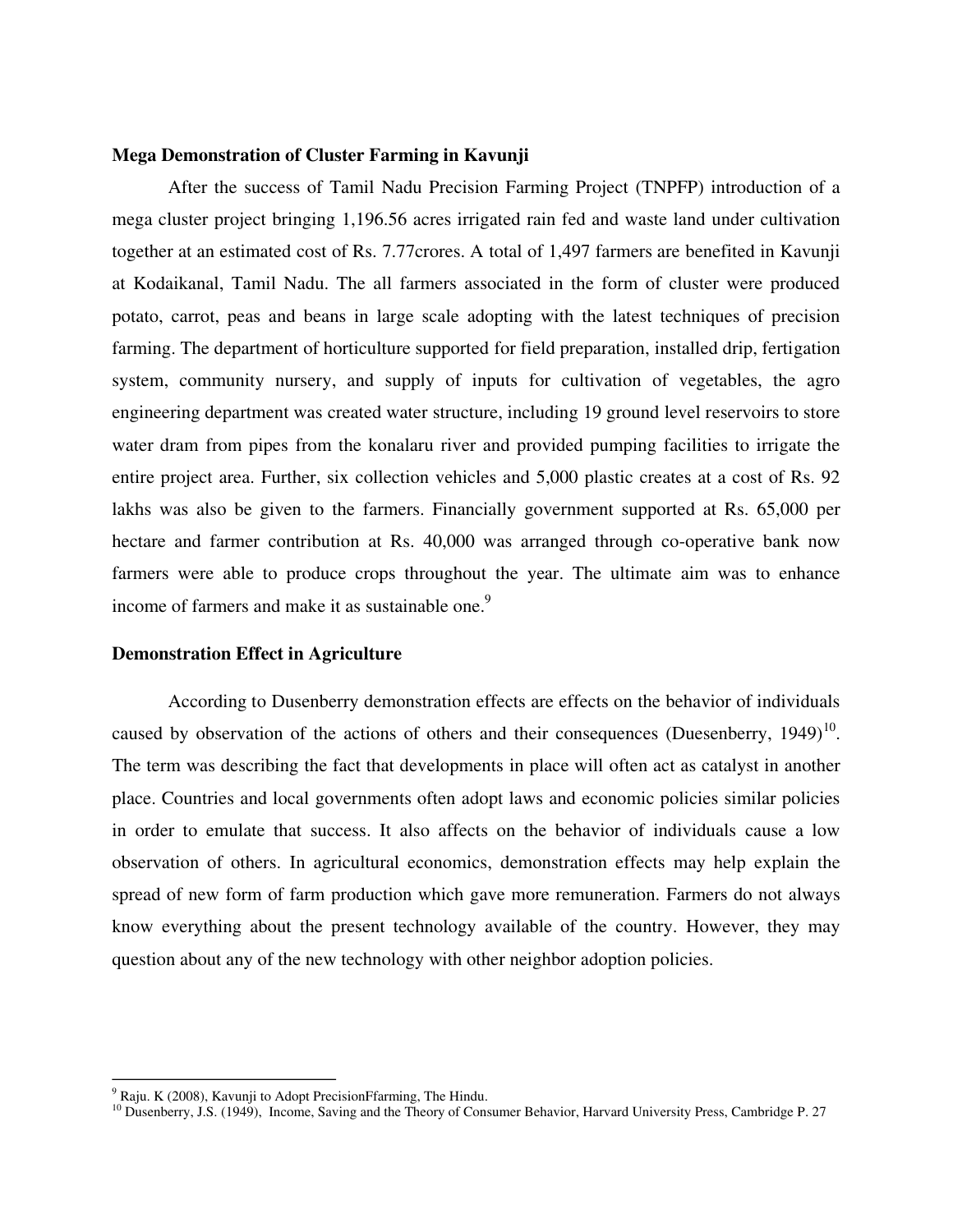**Mega Demonstration of Cluster Farming in Kavunji**

After the success of Tamil Nadu Precision Farming Project (TNPFP) introduction of a mega cluster project bringing 1,196.56 acres irrigated rain fed and waste land under cultivation together at an estimated cost of Rs. 7.77crores. A total of 1,497 farmers are benefited in Kavunji at Kodaikanal, Tamil Nadu. The all farmers associated in the form of cluster were produced potato, carrot, peas and beans in large scale adopting with the latest techniques of precision farming. The department of horticulture supported for field preparation, installed drip, fertigation system, community nursery, and supply of inputs for cultivation of vegetables, the agro engineering department was created water structure, including 19 ground level reservoirs to store water dram from pipes from the konalaru river and provided pumping facilities to irrigate the entire project area. Further, six collection vehicles and 5,000 plastic creates at a cost of Rs. 92 lakhs was also be given to the farmers. Financially government supported at Rs. 65,000 per hectare and farmer contribution at Rs. 40,000 was arranged through co-operative bank now farmers were able to produce crops throughout the year. The ultimate aim was to enhance income of farmers and make it as sustainable one.[9]

**Demonstration Effect in Agriculture**

According to Dusenberry demonstration effects are effects on the behavior of individuals caused by observation of the actions of others and their consequences (Duesenberry, 1949)[10]. The term was describing the fact that developments in place will often act as catalyst in another place. Countries and local governments often adopt laws and economic policies similar policies in order to emulate that success. It also affects on the behavior of individuals cause a low observation of others. In agricultural economics, demonstration effects may help explain the spread of new form of farm production which gave more remuneration. Farmers do not always know everything about the present technology available of the country. However, they may question about any of the new technology with other neighbor adoption policies.

---

[9] Raju. K (2008), Kavunji to Adopt PrecisionFfarming, The Hindu.

[10] Dusenberry, J.S. (1949), Income, Saving and the Theory of Consumer Behavior, Harvard University Press, Cambridge P. 27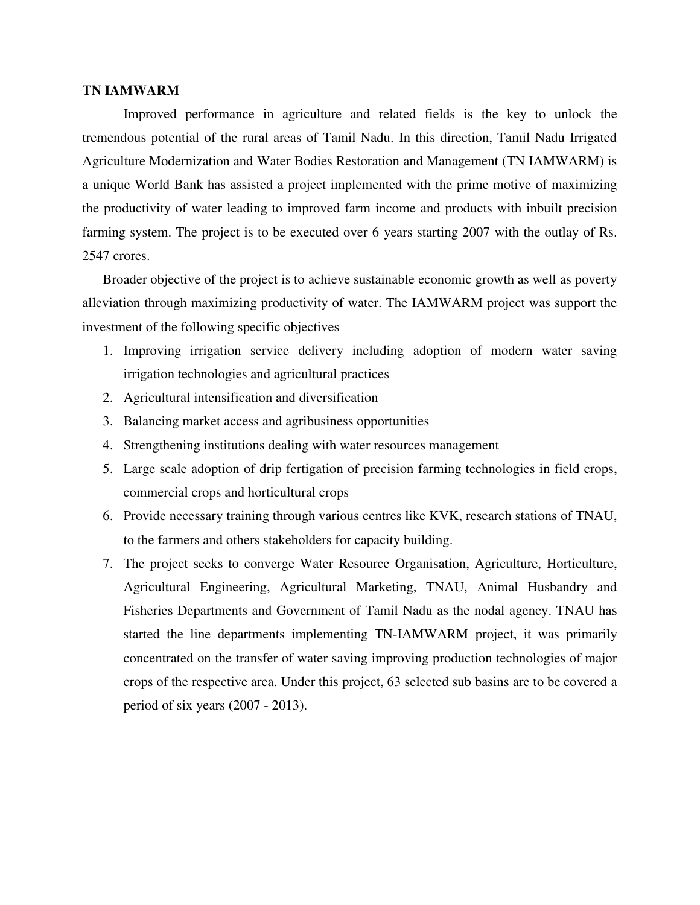**TN IAMWARM**

Improved performance in agriculture and related fields is the key to unlock the tremendous potential of the rural areas of Tamil Nadu. In this direction, Tamil Nadu Irrigated Agriculture Modernization and Water Bodies Restoration and Management (TN IAMWARM) is a unique World Bank has assisted a project implemented with the prime motive of maximizing the productivity of water leading to improved farm income and products with inbuilt precision farming system. The project is to be executed over 6 years starting 2007 with the outlay of Rs. 2547 crores.

Broader objective of the project is to achieve sustainable economic growth as well as poverty alleviation through maximizing productivity of water. The IAMWARM project was support the investment of the following specific objectives

1. Improving irrigation service delivery including adoption of modern water saving irrigation technologies and agricultural practices
2. Agricultural intensification and diversification
3. Balancing market access and agribusiness opportunities
4. Strengthening institutions dealing with water resources management
5. Large scale adoption of drip fertigation of precision farming technologies in field crops, commercial crops and horticultural crops
6. Provide necessary training through various centres like KVK, research stations of TNAU, to the farmers and others stakeholders for capacity building.
7. The project seeks to converge Water Resource Organisation, Agriculture, Horticulture, Agricultural Engineering, Agricultural Marketing, TNAU, Animal Husbandry and Fisheries Departments and Government of Tamil Nadu as the nodal agency. TNAU has started the line departments implementing TN-IAMWARM project, it was primarily concentrated on the transfer of water saving improving production technologies of major crops of the respective area. Under this project, 63 selected sub basins are to be covered a period of six years (2007 - 2013).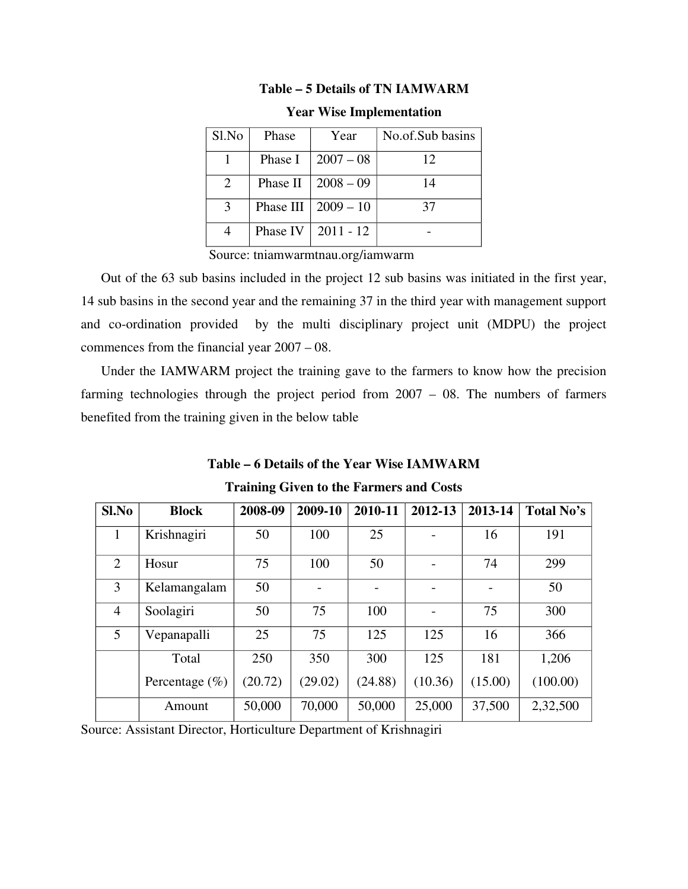**Table – 5 Details of TN IAMWARM**

**Year Wise Implementation**

| Sl.No | Phase | Year | No.of.Sub basins |
|---|---|---|---|
| 1 | Phase I | 2007 – 08 | 12 |
| 2 | Phase II | 2008 – 09 | 14 |
| 3 | Phase III | 2009 – 10 | 37 |
| 4 | Phase IV | 2011 - 12 | - |

Source: tniamwarmtnau.org/iamwarm

Out of the 63 sub basins included in the project 12 sub basins was initiated in the first year, 14 sub basins in the second year and the remaining 37 in the third year with management support and co-ordination provided by the multi disciplinary project unit (MDPU) the project commences from the financial year 2007 – 08.

Under the IAMWARM project the training gave to the farmers to know how the precision farming technologies through the project period from 2007 – 08. The numbers of farmers benefited from the training given in the below table

**Table – 6 Details of the Year Wise IAMWARM**

**Training Given to the Farmers and Costs**

| Sl.No | Block | 2008-09 | 2009-10 | 2010-11 | 2012-13 | 2013-14 | Total No's |
|---|---|---|---|---|---|---|---|
| 1 | Krishnagiri | 50 | 100 | 25 | - | 16 | 191 |
| 2 | Hosur | 75 | 100 | 50 | - | 74 | 299 |
| 3 | Kelamangalam | 50 | - | - | - | - | 50 |
| 4 | Soolagiri | 50 | 75 | 100 | - | 75 | 300 |
| 5 | Vepanapalli | 25 | 75 | 125 | 125 | 16 | 366 |
| | Total<br>Percentage (%) | 250<br>(20.72) | 350<br>(29.02) | 300<br>(24.88) | 125<br>(10.36) | 181<br>(15.00) | 1,206<br>(100.00) |
| | Amount | 50,000 | 70,000 | 50,000 | 25,000 | 37,500 | 2,32,500 |

Source: Assistant Director, Horticulture Department of Krishnagiri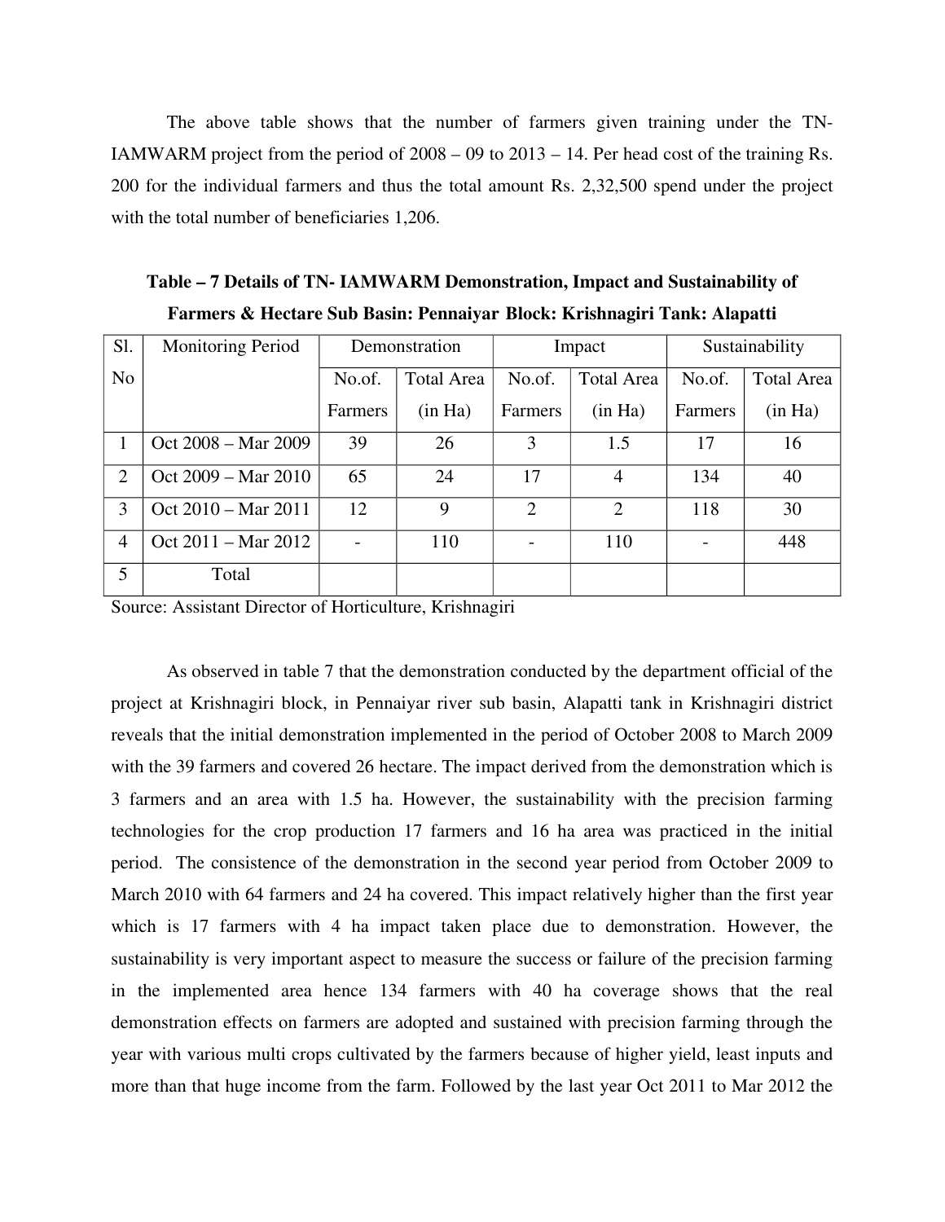The above table shows that the number of farmers given training under the TN-IAMWARM project from the period of 2008 – 09 to 2013 – 14. Per head cost of the training Rs. 200 for the individual farmers and thus the total amount Rs. 2,32,500 spend under the project with the total number of beneficiaries 1,206.

**Table – 7 Details of TN- IAMWARM Demonstration, Impact and Sustainability of Farmers & Hectare Sub Basin: Pennaiyar Block: Krishnagiri Tank: Alapatti**

| Sl. No | Monitoring Period | Demonstration | | Impact | | Sustainability | |
|---|---|---|---|---|---|---|---|
| | | No.of. Farmers | Total Area (in Ha) | No.of. Farmers | Total Area (in Ha) | No.of. Farmers | Total Area (in Ha) |
| 1 | Oct 2008 – Mar 2009 | 39 | 26 | 3 | 1.5 | 17 | 16 |
| 2 | Oct 2009 – Mar 2010 | 65 | 24 | 17 | 4 | 134 | 40 |
| 3 | Oct 2010 – Mar 2011 | 12 | 9 | 2 | 2 | 118 | 30 |
| 4 | Oct 2011 – Mar 2012 | - | 110 | - | 110 | - | 448 |
| 5 | Total | | | | | | |

Source: Assistant Director of Horticulture, Krishnagiri

As observed in table 7 that the demonstration conducted by the department official of the project at Krishnagiri block, in Pennaiyar river sub basin, Alapatti tank in Krishnagiri district reveals that the initial demonstration implemented in the period of October 2008 to March 2009 with the 39 farmers and covered 26 hectare. The impact derived from the demonstration which is 3 farmers and an area with 1.5 ha. However, the sustainability with the precision farming technologies for the crop production 17 farmers and 16 ha area was practiced in the initial period. The consistence of the demonstration in the second year period from October 2009 to March 2010 with 64 farmers and 24 ha covered. This impact relatively higher than the first year which is 17 farmers with 4 ha impact taken place due to demonstration. However, the sustainability is very important aspect to measure the success or failure of the precision farming in the implemented area hence 134 farmers with 40 ha coverage shows that the real demonstration effects on farmers are adopted and sustained with precision farming through the year with various multi crops cultivated by the farmers because of higher yield, least inputs and more than that huge income from the farm. Followed by the last year Oct 2011 to Mar 2012 the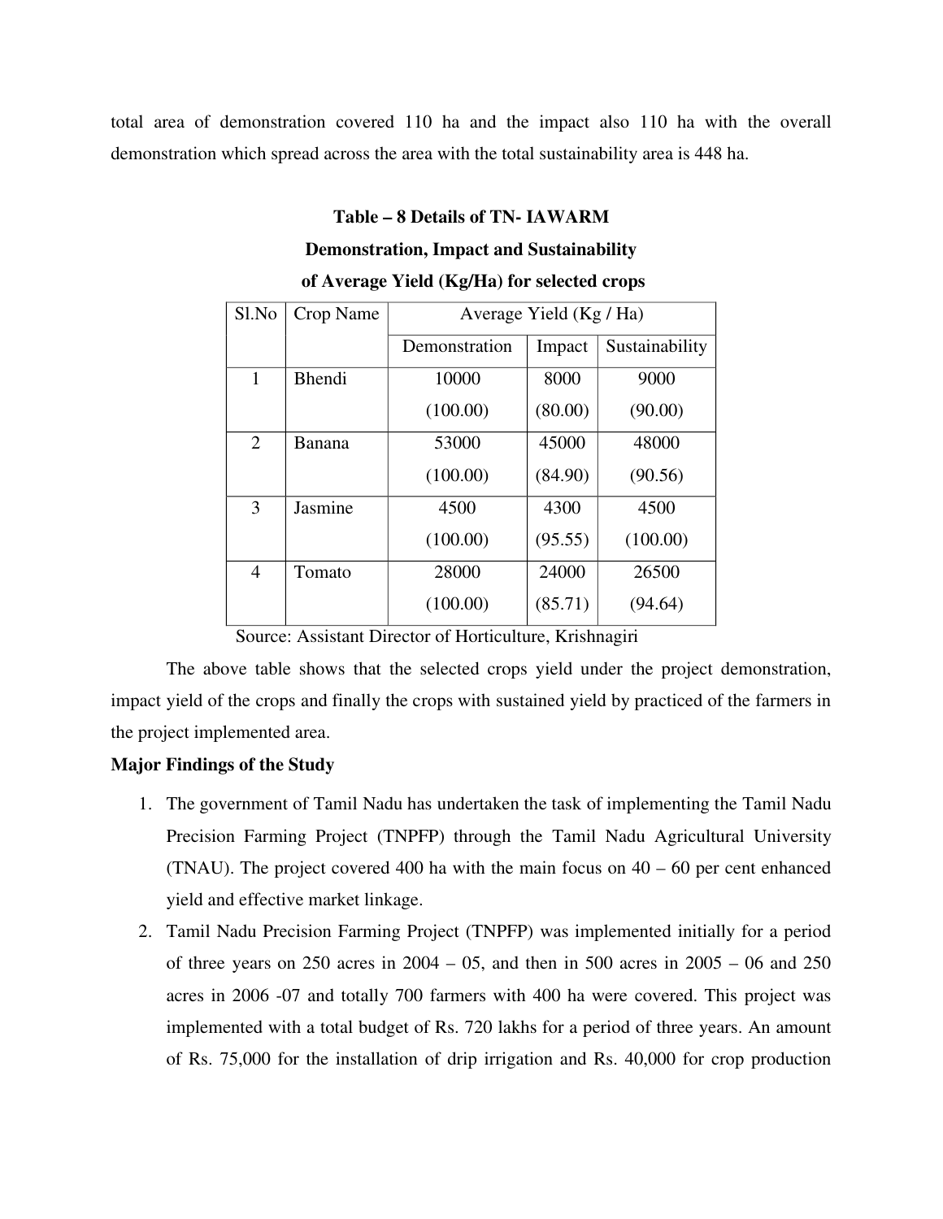total area of demonstration covered 110 ha and the impact also 110 ha with the overall demonstration which spread across the area with the total sustainability area is 448 ha.

**Table – 8 Details of TN- IAWARM**

**Demonstration, Impact and Sustainability**

**of Average Yield (Kg/Ha) for selected crops**

| Sl.No | Crop Name | Average Yield (Kg / Ha) | | |
|---|---|---|---|---|
| | | Demonstration | Impact | Sustainability |
| 1 | Bhendi | 10000 (100.00) | 8000 (80.00) | 9000 (90.00) |
| 2 | Banana | 53000 (100.00) | 45000 (84.90) | 48000 (90.56) |
| 3 | Jasmine | 4500 (100.00) | 4300 (95.55) | 4500 (100.00) |
| 4 | Tomato | 28000 (100.00) | 24000 (85.71) | 26500 (94.64) |

Source: Assistant Director of Horticulture, Krishnagiri

The above table shows that the selected crops yield under the project demonstration, impact yield of the crops and finally the crops with sustained yield by practiced of the farmers in the project implemented area.

**Major Findings of the Study**

1. The government of Tamil Nadu has undertaken the task of implementing the Tamil Nadu Precision Farming Project (TNPFP) through the Tamil Nadu Agricultural University (TNAU). The project covered 400 ha with the main focus on 40 – 60 per cent enhanced yield and effective market linkage.
2. Tamil Nadu Precision Farming Project (TNPFP) was implemented initially for a period of three years on 250 acres in 2004 – 05, and then in 500 acres in 2005 – 06 and 250 acres in 2006 -07 and totally 700 farmers with 400 ha were covered. This project was implemented with a total budget of Rs. 720 lakhs for a period of three years. An amount of Rs. 75,000 for the installation of drip irrigation and Rs. 40,000 for crop production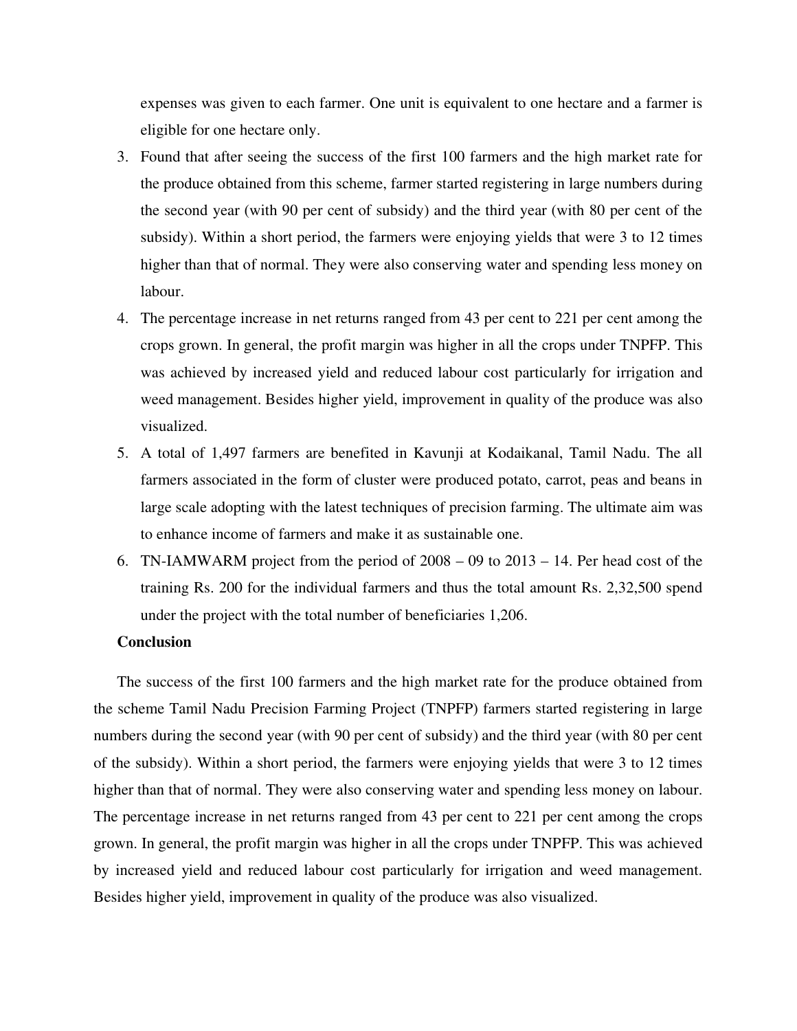expenses was given to each farmer. One unit is equivalent to one hectare and a farmer is eligible for one hectare only.

3. Found that after seeing the success of the first 100 farmers and the high market rate for the produce obtained from this scheme, farmer started registering in large numbers during the second year (with 90 per cent of subsidy) and the third year (with 80 per cent of the subsidy). Within a short period, the farmers were enjoying yields that were 3 to 12 times higher than that of normal. They were also conserving water and spending less money on labour.
4. The percentage increase in net returns ranged from 43 per cent to 221 per cent among the crops grown. In general, the profit margin was higher in all the crops under TNPFP. This was achieved by increased yield and reduced labour cost particularly for irrigation and weed management. Besides higher yield, improvement in quality of the produce was also visualized.
5. A total of 1,497 farmers are benefited in Kavunji at Kodaikanal, Tamil Nadu. The all farmers associated in the form of cluster were produced potato, carrot, peas and beans in large scale adopting with the latest techniques of precision farming. The ultimate aim was to enhance income of farmers and make it as sustainable one.
6. TN-IAMWARM project from the period of 2008 – 09 to 2013 – 14. Per head cost of the training Rs. 200 for the individual farmers and thus the total amount Rs. 2,32,500 spend under the project with the total number of beneficiaries 1,206.

**Conclusion**

The success of the first 100 farmers and the high market rate for the produce obtained from the scheme Tamil Nadu Precision Farming Project (TNPFP) farmers started registering in large numbers during the second year (with 90 per cent of subsidy) and the third year (with 80 per cent of the subsidy). Within a short period, the farmers were enjoying yields that were 3 to 12 times higher than that of normal. They were also conserving water and spending less money on labour. The percentage increase in net returns ranged from 43 per cent to 221 per cent among the crops grown. In general, the profit margin was higher in all the crops under TNPFP. This was achieved by increased yield and reduced labour cost particularly for irrigation and weed management. Besides higher yield, improvement in quality of the produce was also visualized.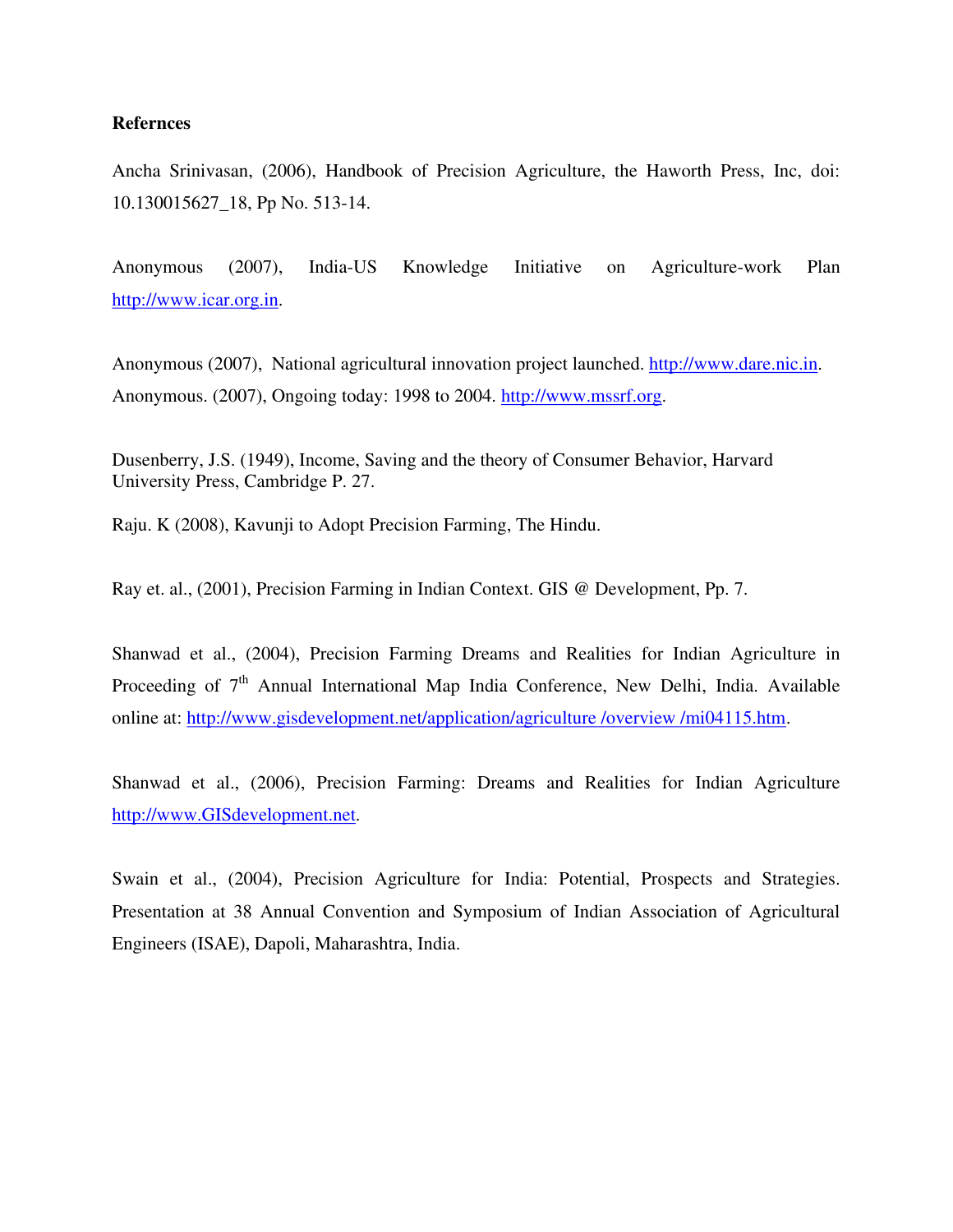**Refernces**

Ancha Srinivasan, (2006), Handbook of Precision Agriculture, the Haworth Press, Inc, doi: 10.130015627_18, Pp No. 513-14.

Anonymous (2007), India-US Knowledge Initiative on Agriculture-work Plan http://www.icar.org.in.

Anonymous (2007), National agricultural innovation project launched. http://www.dare.nic.in.
Anonymous. (2007), Ongoing today: 1998 to 2004. http://www.mssrf.org.

Dusenberry, J.S. (1949), Income, Saving and the theory of Consumer Behavior, Harvard University Press, Cambridge P. 27.

Raju. K (2008), Kavunji to Adopt Precision Farming, The Hindu.

Ray et. al., (2001), Precision Farming in Indian Context. GIS @ Development, Pp. 7.

Shanwad et al., (2004), Precision Farming Dreams and Realities for Indian Agriculture in Proceeding of 7th Annual International Map India Conference, New Delhi, India. Available online at: http://www.gisdevelopment.net/application/agriculture /overview /mi04115.htm.

Shanwad et al., (2006), Precision Farming: Dreams and Realities for Indian Agriculture http://www.GISdevelopment.net.

Swain et al., (2004), Precision Agriculture for India: Potential, Prospects and Strategies. Presentation at 38 Annual Convention and Symposium of Indian Association of Agricultural Engineers (ISAE), Dapoli, Maharashtra, India.